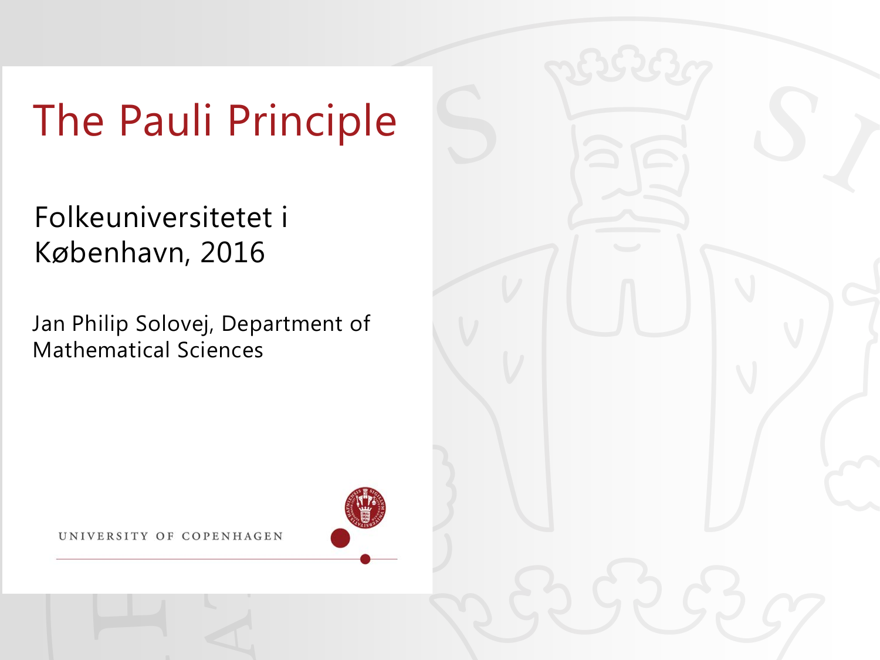# The Pauli Principle

Folkeuniversitetet i København, 2016

Jan Philip Solovej, Department of Mathematical Sciences

UNIVERSITY OF COPENHAGEN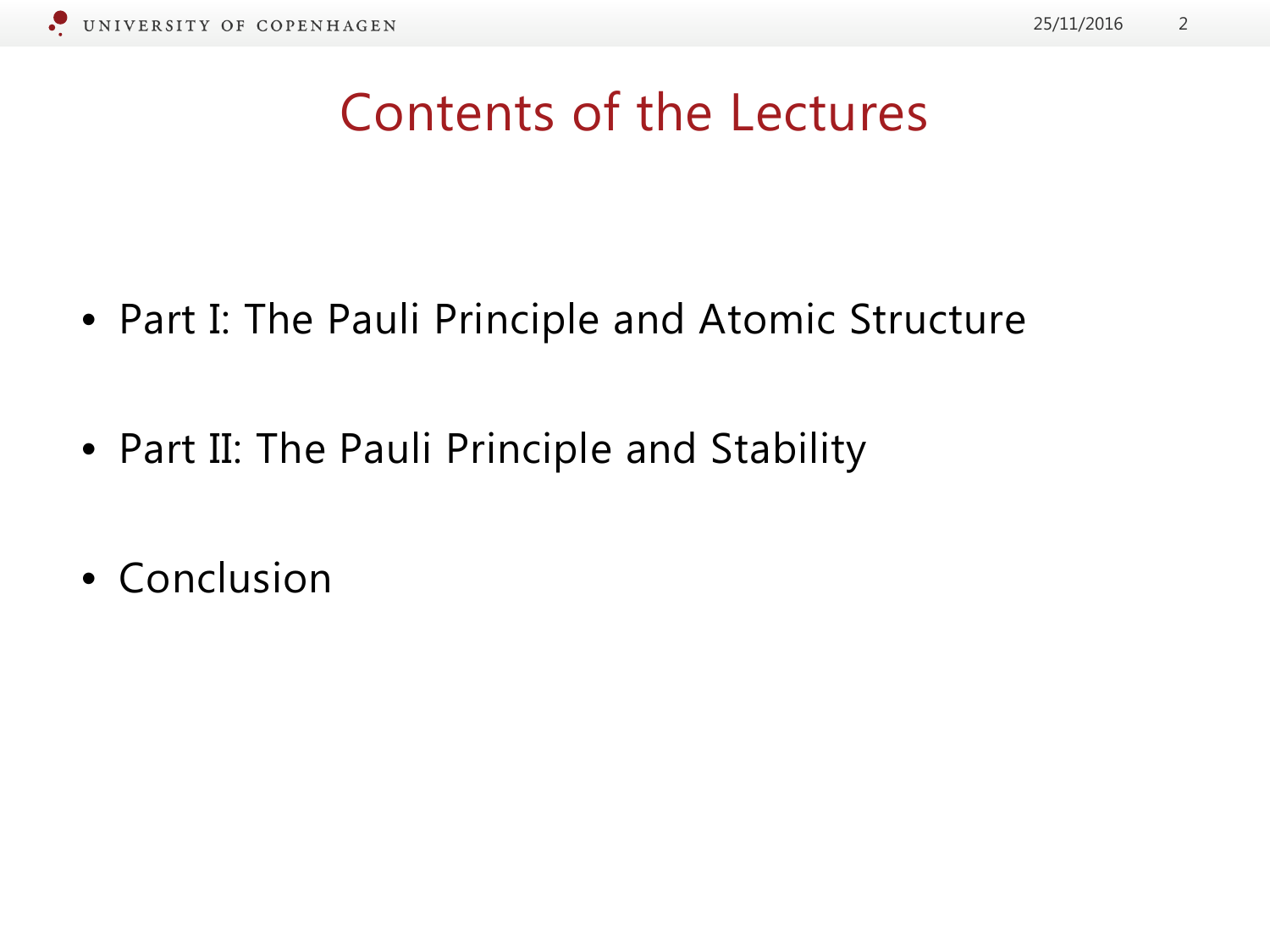# Contents of the Lectures

- Part I: The Pauli Principle and Atomic Structure
- Part II: The Pauli Principle and Stability
- Conclusion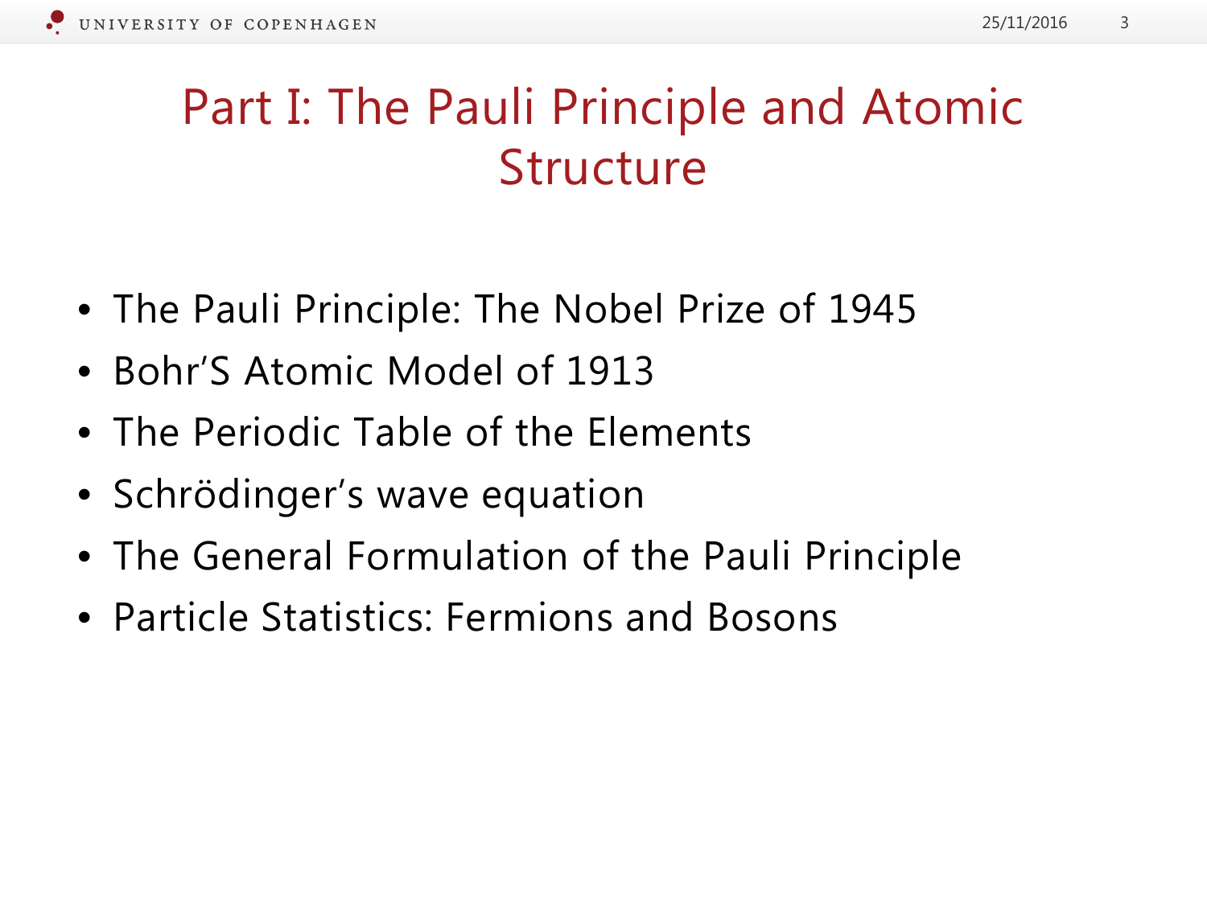# Part I: The Pauli Principle and Atomic Structure

- The Pauli Principle: The Nobel Prize of 1945
- Bohr'S Atomic Model of 1913
- The Periodic Table of the Elements
- Schrödinger's wave equation
- The General Formulation of the Pauli Principle
- Particle Statistics: Fermions and Bosons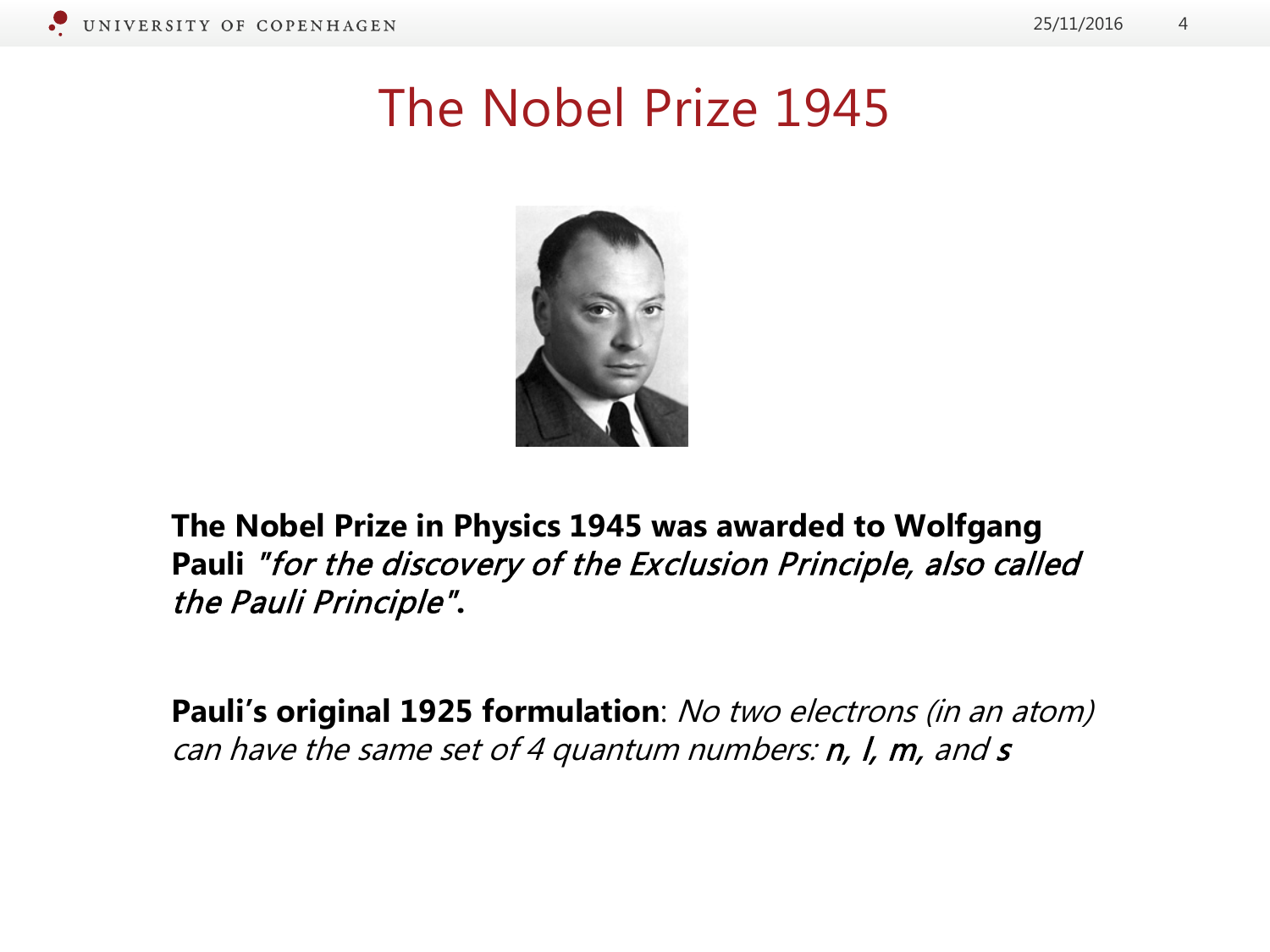# The Nobel Prize 1945

**The Nobel Prize in Physics 1945 was awarded to Wolfgang Pauli** *"for the discovery of the Exclusion Principle, also called the Pauli Principle"***.**

**Pauli's original 1925 formulation**: *No two electrons (in an atom) can have the same set of 4 quantum numbers:* ***n, l, m,*** *and* ***s***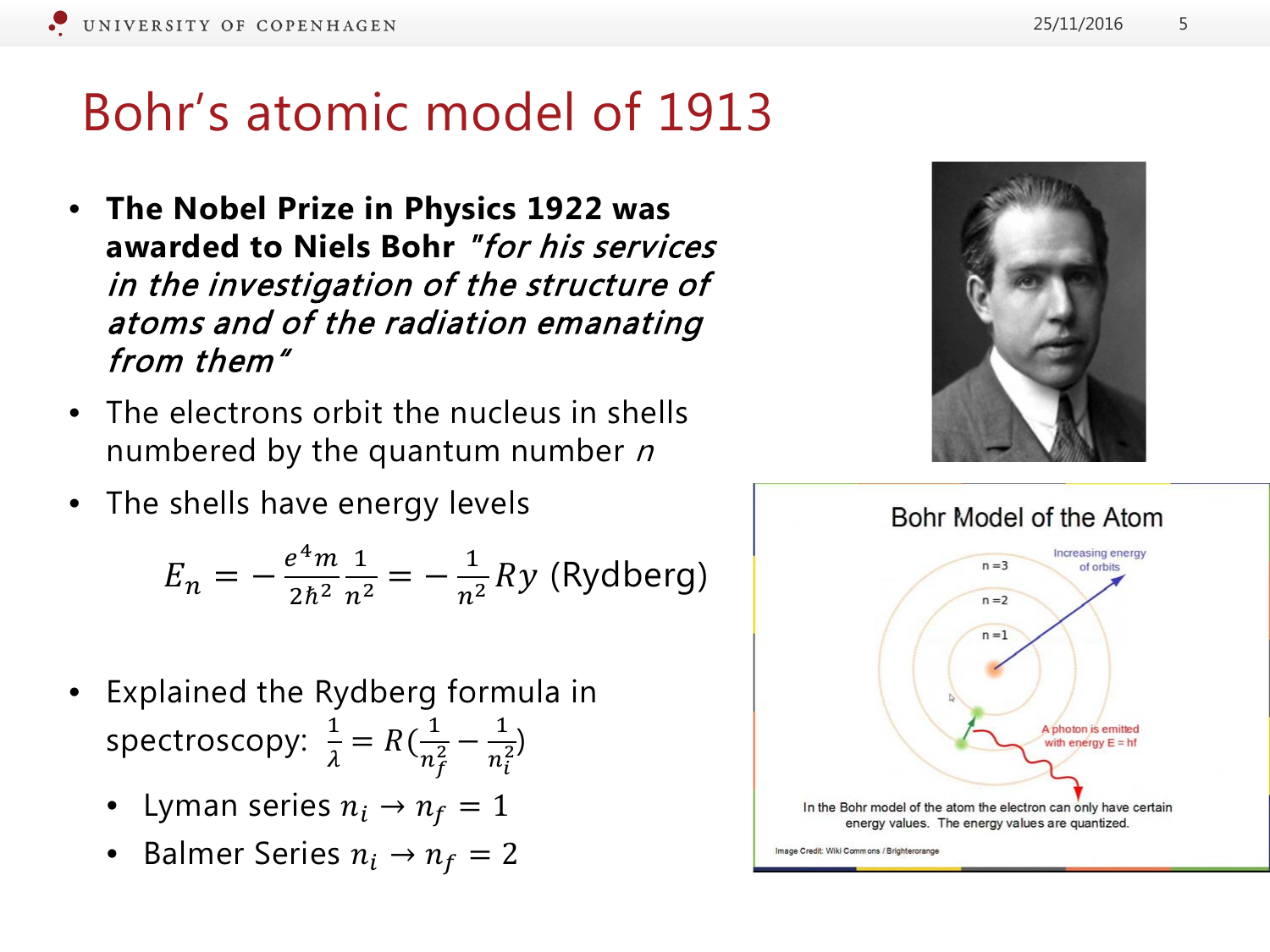# Bohr's atomic model of 1913

- **The Nobel Prize in Physics 1922 was awarded to Niels Bohr** *"for his services in the investigation of the structure of atoms and of the radiation emanating from them"*
- The electrons orbit the nucleus in shells numbered by the quantum number $n$
- The shells have energy levels

$$E_n = -\frac{e^4 m}{2\hbar^2}\frac{1}{n^2} = -\frac{1}{n^2}Ry \text{ (Rydberg)}$$

- Explained the Rydberg formula in spectroscopy: $\frac{1}{\lambda} = R(\frac{1}{n_f^2} - \frac{1}{n_i^2})$
  - Lyman series $n_i \to n_f = 1$
  - Balmer Series $n_i \to n_f = 2$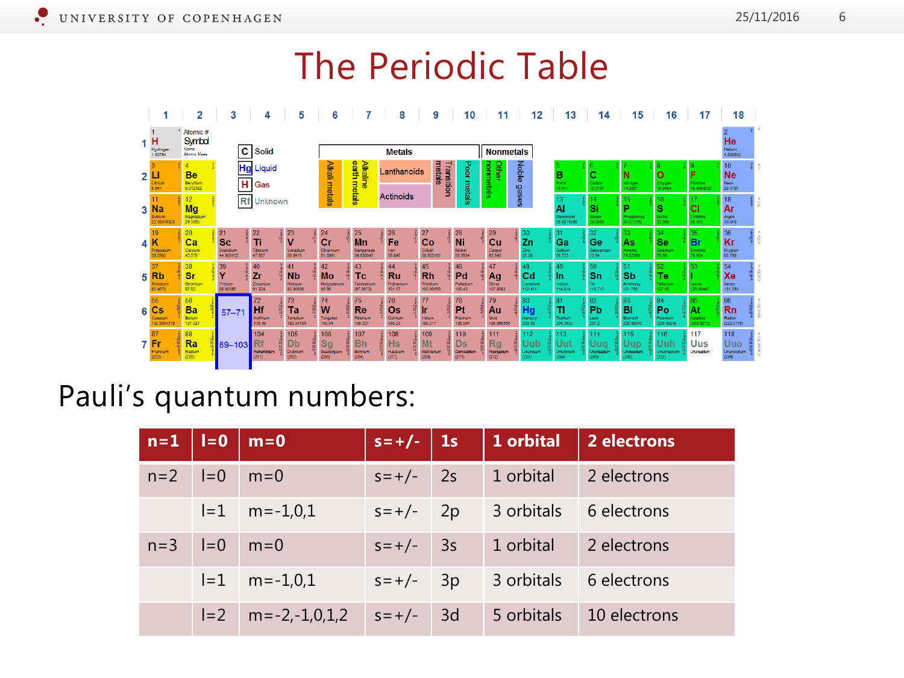# The Periodic Table

Pauli's quantum numbers:

| n=1 | l=0 | m=0 | s=+/- | 1s | 1 orbital | 2 electrons |
|---|---|---|---|---|---|---|
| n=2 | l=0 | m=0 | s=+/- | 2s | 1 orbital | 2 electrons |
| | l=1 | m=-1,0,1 | s=+/- | 2p | 3 orbitals | 6 electrons |
| n=3 | l=0 | m=0 | s=+/- | 3s | 1 orbital | 2 electrons |
| | l=1 | m=-1,0,1 | s=+/- | 3p | 3 orbitals | 6 electrons |
| | l=2 | m=-2,-1,0,1,2 | s=+/- | 3d | 5 orbitals | 10 electrons |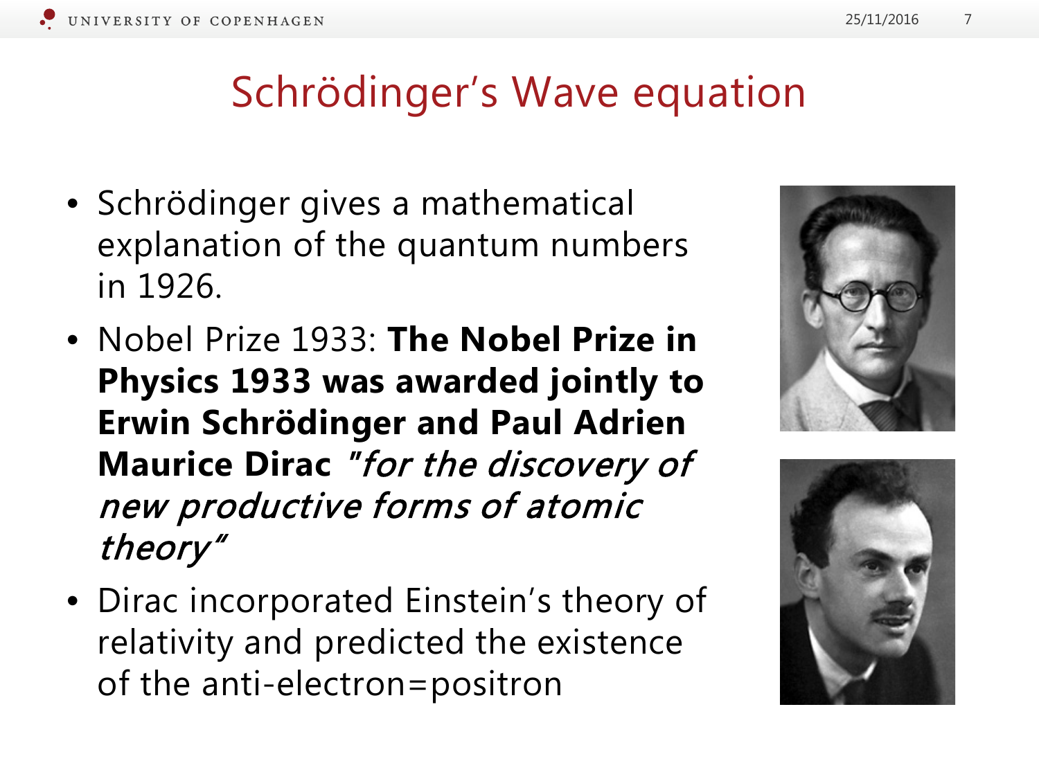# Schrödinger's Wave equation

- Schrödinger gives a mathematical explanation of the quantum numbers in 1926.
- Nobel Prize 1933: **The Nobel Prize in Physics 1933 was awarded jointly to Erwin Schrödinger and Paul Adrien Maurice Dirac** *"for the discovery of new productive forms of atomic theory"*
- Dirac incorporated Einstein's theory of relativity and predicted the existence of the anti-electron=positron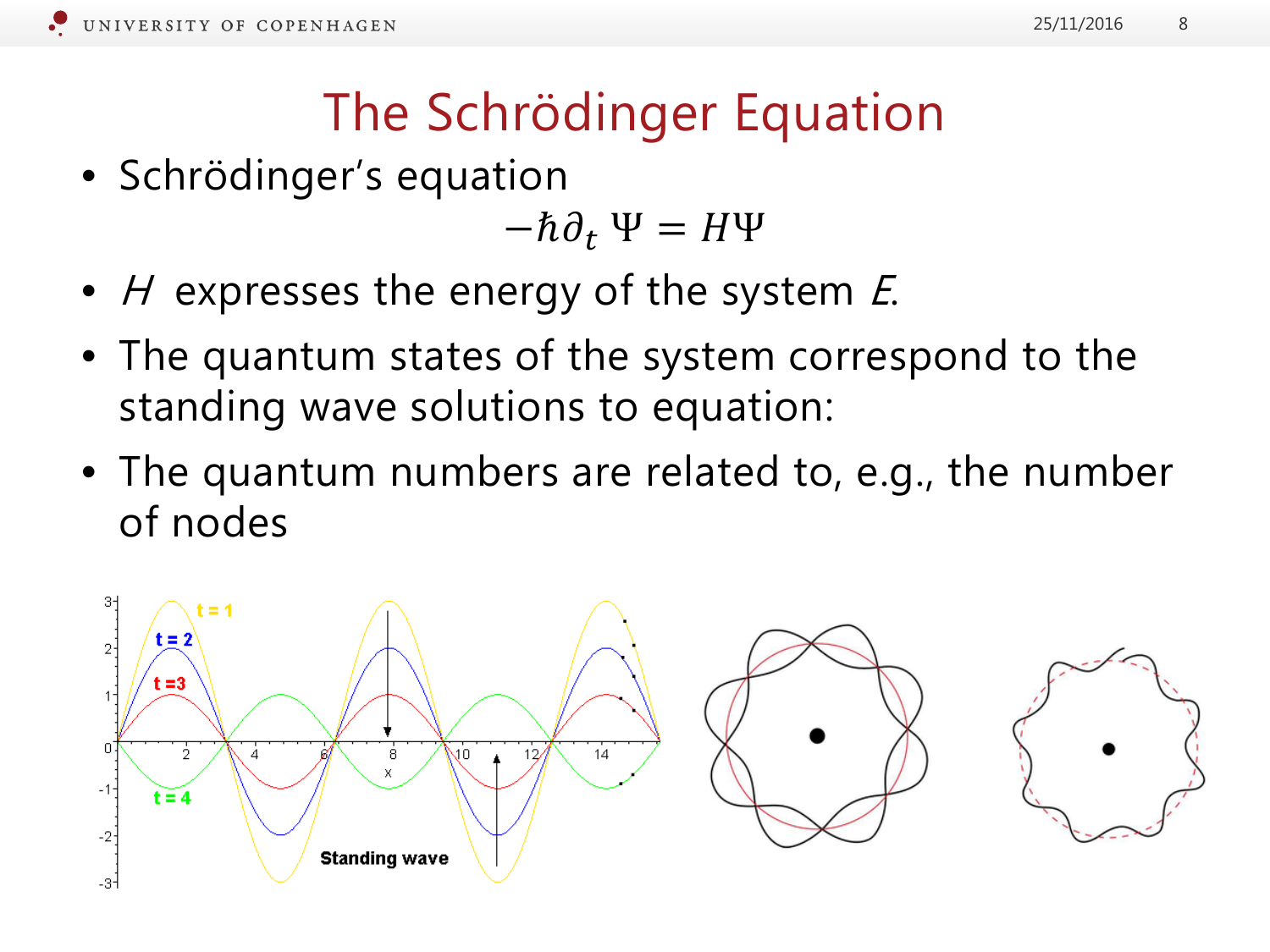# The Schrödinger Equation

- Schrödinger's equation

$$-\hbar \partial_t \Psi = H\Psi$$

- $H$ expresses the energy of the system $E$.
- The quantum states of the system correspond to the standing wave solutions to equation:
- The quantum numbers are related to, e.g., the number of nodes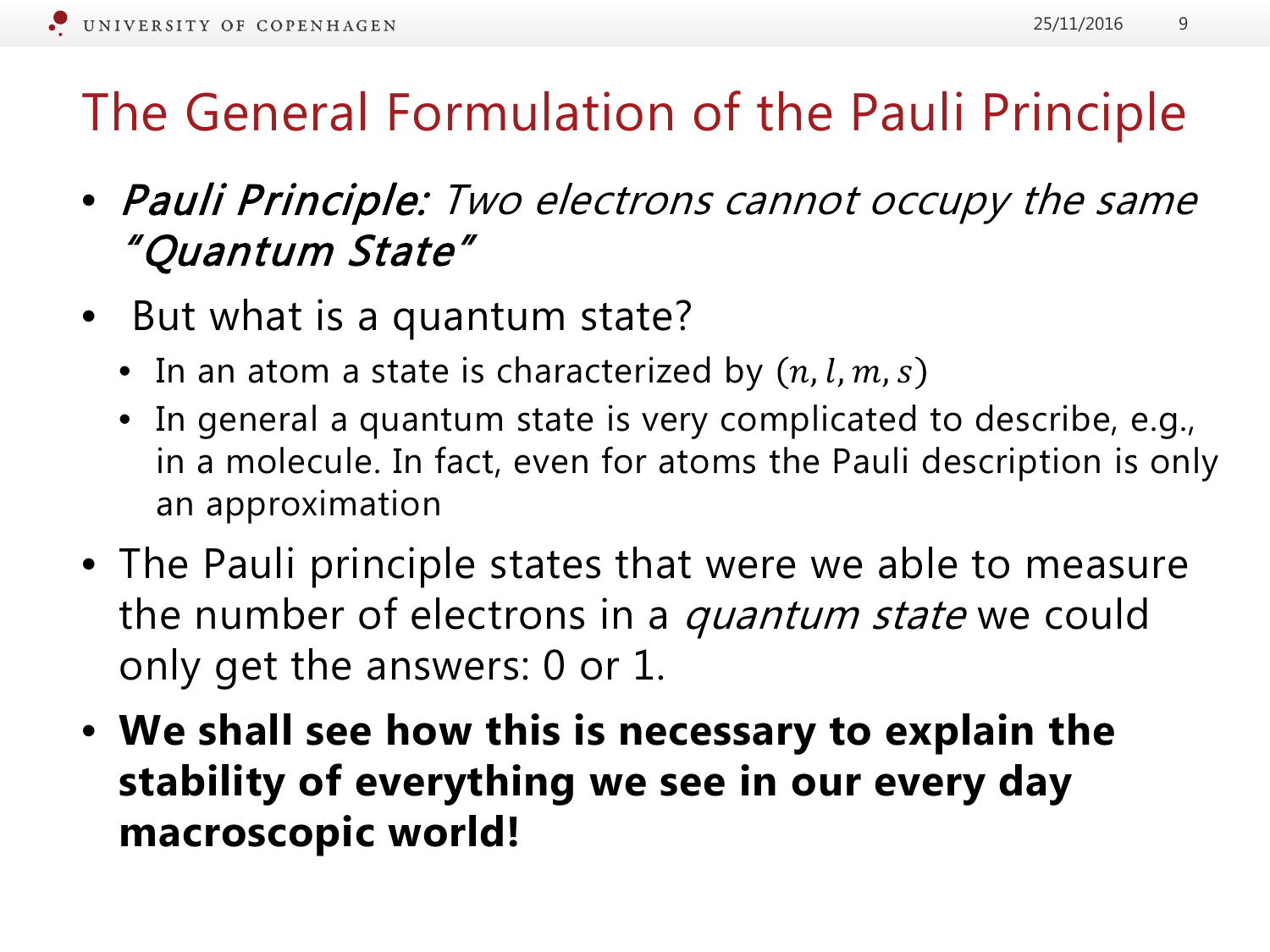# The General Formulation of the Pauli Principle

- ***Pauli Principle:*** *Two electrons cannot occupy the same "Quantum State"*
- But what is a quantum state?
  - In an atom a state is characterized by $(n, l, m, s)$
  - In general a quantum state is very complicated to describe, e.g., in a molecule. In fact, even for atoms the Pauli description is only an approximation
- The Pauli principle states that were we able to measure the number of electrons in a *quantum state* we could only get the answers: 0 or 1.
- **We shall see how this is necessary to explain the stability of everything we see in our every day macroscopic world!**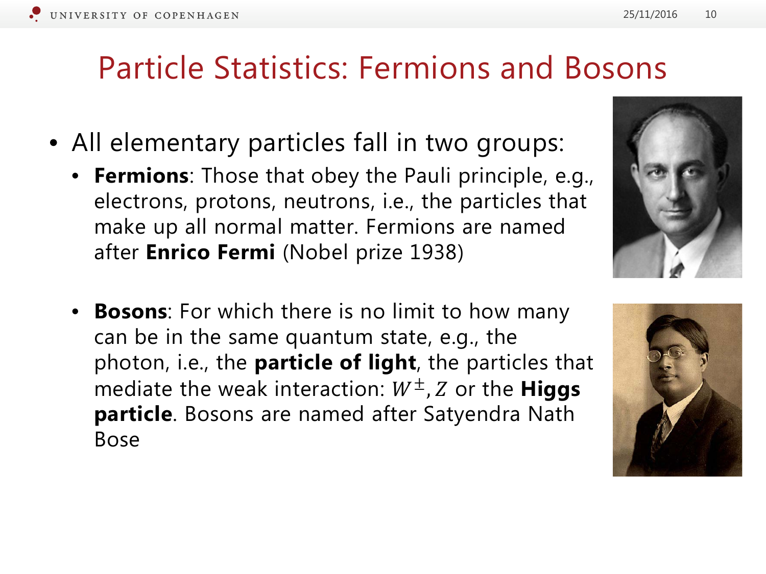# Particle Statistics: Fermions and Bosons

- All elementary particles fall in two groups:
  - **Fermions**: Those that obey the Pauli principle, e.g., electrons, protons, neutrons, i.e., the particles that make up all normal matter. Fermions are named after **Enrico Fermi** (Nobel prize 1938)
  - **Bosons**: For which there is no limit to how many can be in the same quantum state, e.g., the photon, i.e., the **particle of light**, the particles that mediate the weak interaction: $W^{\pm}, Z$ or the **Higgs particle**. Bosons are named after Satyendra Nath Bose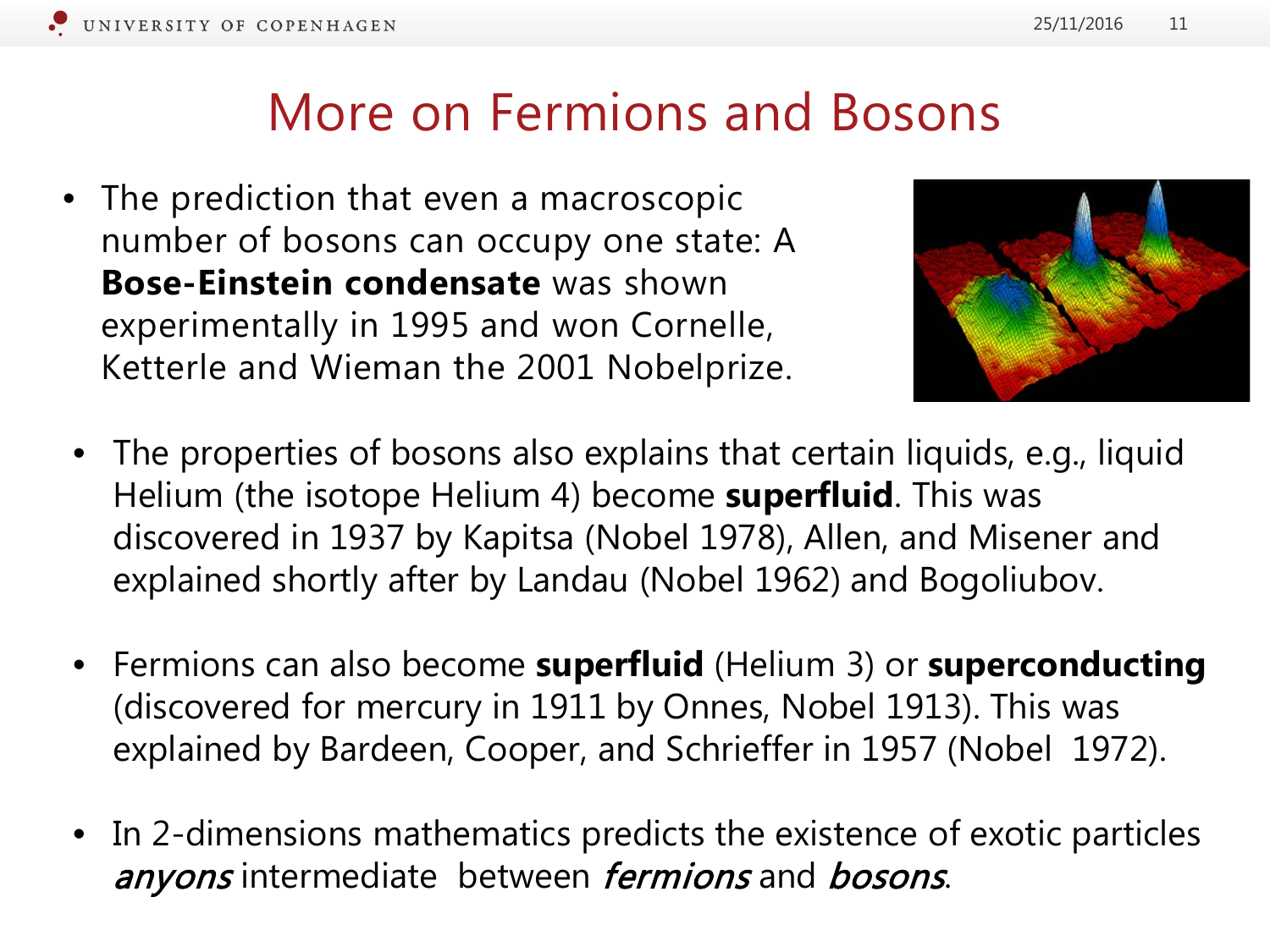# More on Fermions and Bosons

- The prediction that even a macroscopic number of bosons can occupy one state: A **Bose-Einstein condensate** was shown experimentally in 1995 and won Cornelle, Ketterle and Wieman the 2001 Nobelprize.

- The properties of bosons also explains that certain liquids, e.g., liquid Helium (the isotope Helium 4) become **superfluid**. This was discovered in 1937 by Kapitsa (Nobel 1978), Allen, and Misener and explained shortly after by Landau (Nobel 1962) and Bogoliubov.

- Fermions can also become **superfluid** (Helium 3) or **superconducting** (discovered for mercury in 1911 by Onnes, Nobel 1913). This was explained by Bardeen, Cooper, and Schrieffer in 1957 (Nobel 1972).

- In 2-dimensions mathematics predicts the existence of exotic particles *anyons* intermediate between *fermions* and *bosons*.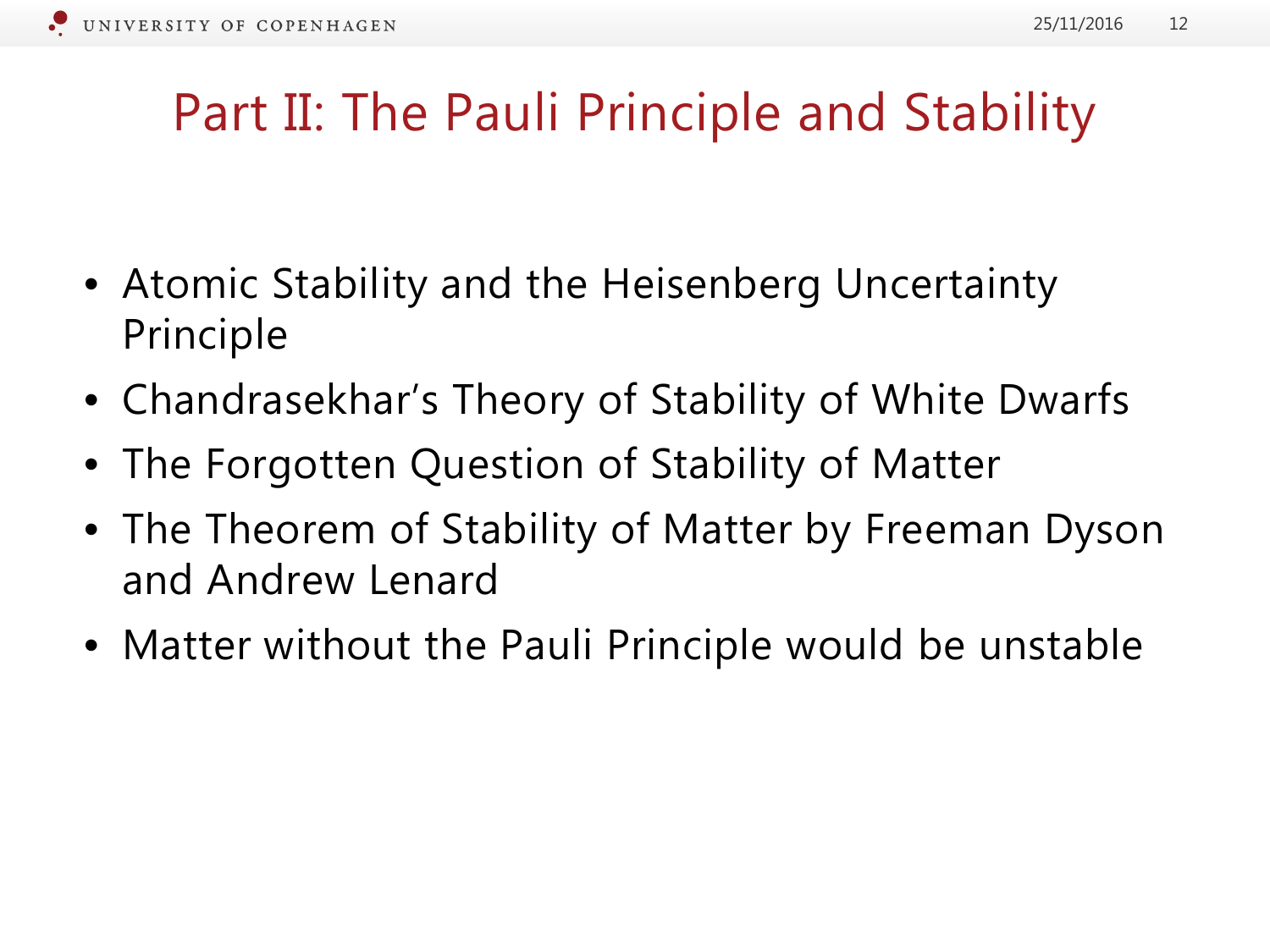# Part II: The Pauli Principle and Stability

- Atomic Stability and the Heisenberg Uncertainty Principle
- Chandrasekhar's Theory of Stability of White Dwarfs
- The Forgotten Question of Stability of Matter
- The Theorem of Stability of Matter by Freeman Dyson and Andrew Lenard
- Matter without the Pauli Principle would be unstable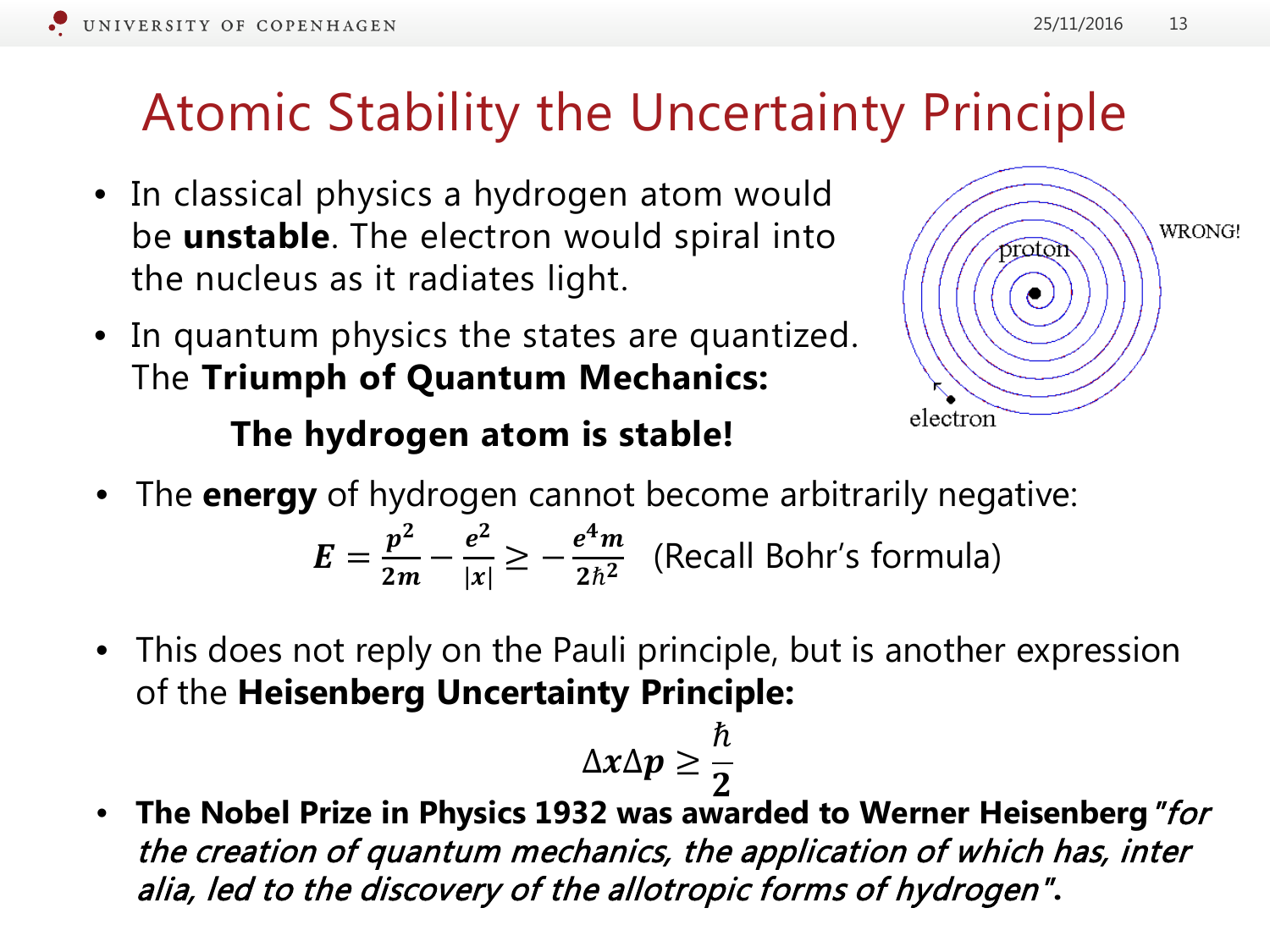# Atomic Stability the Uncertainty Principle

- In classical physics a hydrogen atom would be **unstable**. The electron would spiral into the nucleus as it radiates light.
- In quantum physics the states are quantized. The **Triumph of Quantum Mechanics:**

  **The hydrogen atom is stable!**

- The **energy** of hydrogen cannot become arbitrarily negative:

$$E = \frac{p^2}{2m} - \frac{e^2}{|x|} \geq -\frac{e^4 m}{2\hbar^2} \quad \text{(Recall Bohr's formula)}$$

- This does not reply on the Pauli principle, but is another expression of the **Heisenberg Uncertainty Principle:**

$$\Delta x \Delta p \geq \frac{\hbar}{2}$$

- **The Nobel Prize in Physics 1932 was awarded to Werner Heisenberg** *"for the creation of quantum mechanics, the application of which has, inter alia, led to the discovery of the allotropic forms of hydrogen"***.**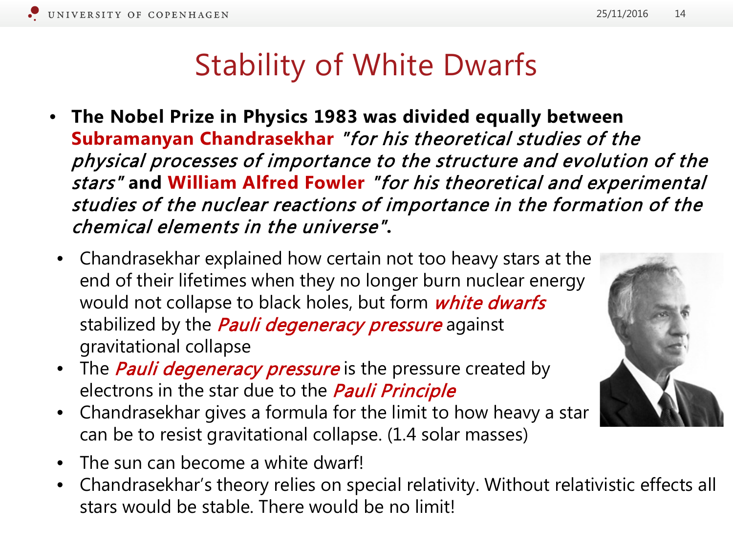# Stability of White Dwarfs

- **The Nobel Prize in Physics 1983 was divided equally between Subramanyan Chandrasekhar** *"for his theoretical studies of the physical processes of importance to the structure and evolution of the stars"* **and William Alfred Fowler** *"for his theoretical and experimental studies of the nuclear reactions of importance in the formation of the chemical elements in the universe"*.
  - Chandrasekhar explained how certain not too heavy stars at the end of their lifetimes when they no longer burn nuclear energy would not collapse to black holes, but form *white dwarfs* stabilized by the *Pauli degeneracy pressure* against gravitational collapse
  - The *Pauli degeneracy pressure* is the pressure created by electrons in the star due to the *Pauli Principle*
  - Chandrasekhar gives a formula for the limit to how heavy a star can be to resist gravitational collapse. (1.4 solar masses)
  - The sun can become a white dwarf!
  - Chandrasekhar's theory relies on special relativity. Without relativistic effects all stars would be stable. There would be no limit!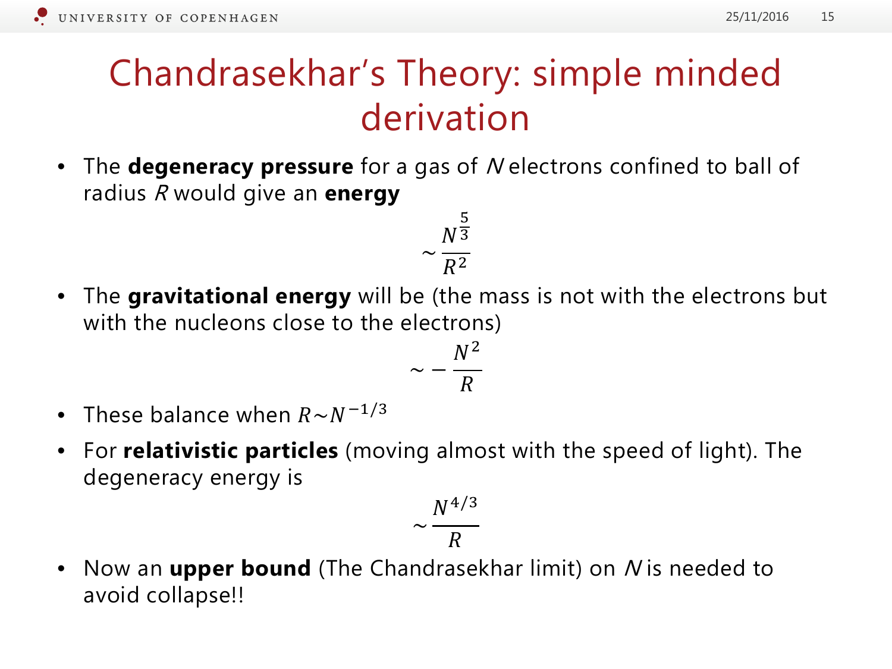# Chandrasekhar's Theory: simple minded derivation

- The **degeneracy pressure** for a gas of $N$ electrons confined to ball of radius $R$ would give an **energy**

$$\sim \frac{N^{\frac{5}{3}}}{R^2}$$

- The **gravitational energy** will be (the mass is not with the electrons but with the nucleons close to the electrons)

$$\sim -\frac{N^2}{R}$$

- These balance when $R \sim N^{-1/3}$
- For **relativistic particles** (moving almost with the speed of light). The degeneracy energy is

$$\sim \frac{N^{4/3}}{R}$$

- Now an **upper bound** (The Chandrasekhar limit) on $N$ is needed to avoid collapse!!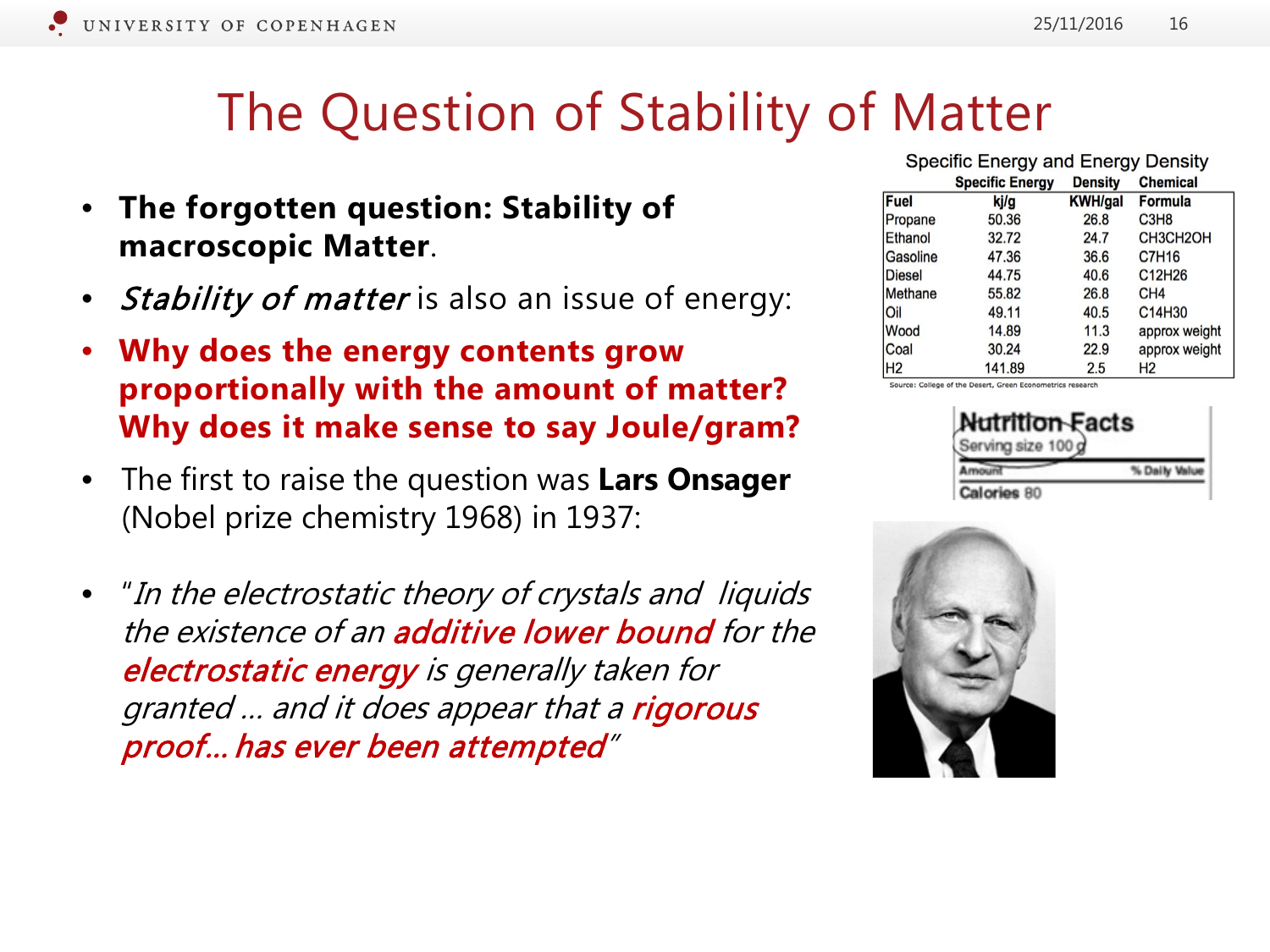# The Question of Stability of Matter

- **The forgotten question: Stability of macroscopic Matter**.
- *Stability of matter* is also an issue of energy:
- **Why does the energy contents grow proportionally with the amount of matter? Why does it make sense to say Joule/gram?**
- The first to raise the question was **Lars Onsager** (Nobel prize chemistry 1968) in 1937:
- "*In the electrostatic theory of crystals and liquids the existence of an* ***additive lower bound*** *for the* ***electrostatic energy*** *is generally taken for granted … and it does appear that a* ***rigorous proof… has ever been attempted***"

Specific Energy and Energy Density

| Fuel | Specific Energy kj/g | Density KWH/gal | Chemical Formula |
|---|---|---|---|
| Propane | 50.36 | 26.8 | $C_3H_8$ |
| Ethanol | 32.72 | 24.7 | $CH_3CH_2OH$ |
| Gasoline | 47.36 | 36.6 | $C_7H_{16}$ |
| Diesel | 44.75 | 40.6 | $C_{12}H_{26}$ |
| Methane | 55.82 | 26.8 | $CH_4$ |
| Oil | 49.11 | 40.5 | $C_{14}H_{30}$ |
| Wood | 14.89 | 11.3 | approx weight |
| Coal | 30.24 | 22.9 | approx weight |
| H2 | 141.89 | 2.5 | $H_2$ |

Source: College of the Desert, Green Econometrics research

Nutrition Facts
Serving size 100 g
Amount — % Daily Value
Calories 80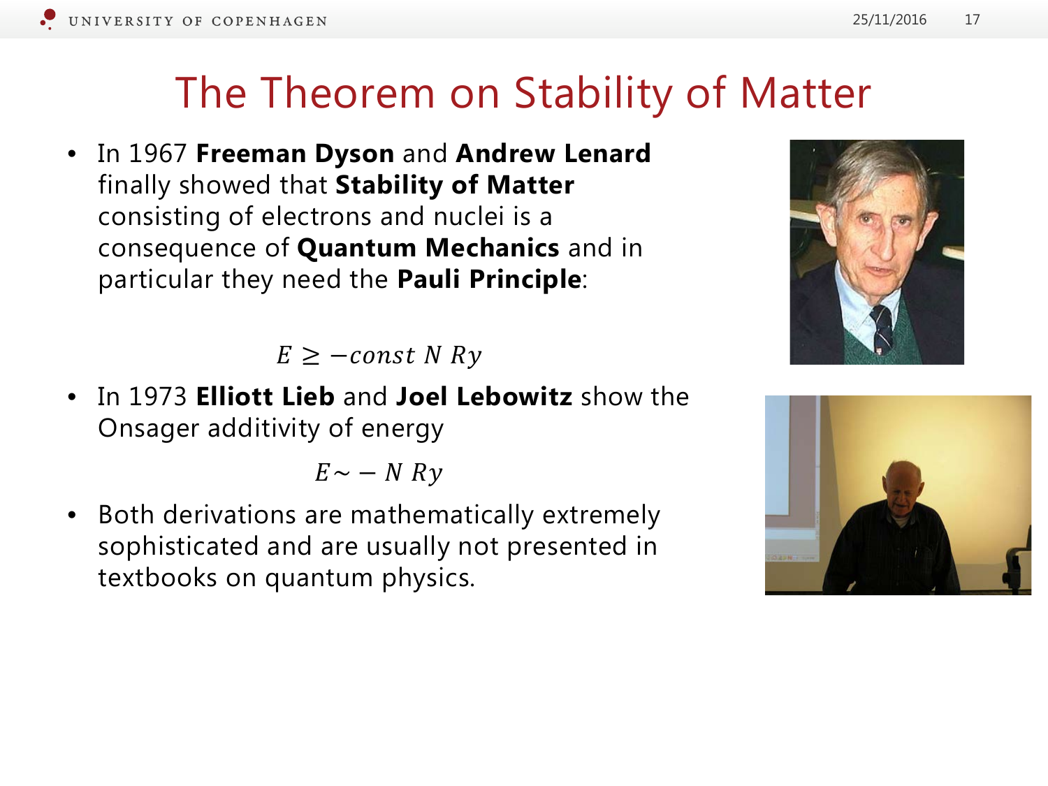# The Theorem on Stability of Matter

- In 1967 **Freeman Dyson** and **Andrew Lenard** finally showed that **Stability of Matter** consisting of electrons and nuclei is a consequence of **Quantum Mechanics** and in particular they need the **Pauli Principle**:

$$E \geq -const\ N\ Ry$$

- In 1973 **Elliott Lieb** and **Joel Lebowitz** show the Onsager additivity of energy

$$E \sim -N\ Ry$$

- Both derivations are mathematically extremely sophisticated and are usually not presented in textbooks on quantum physics.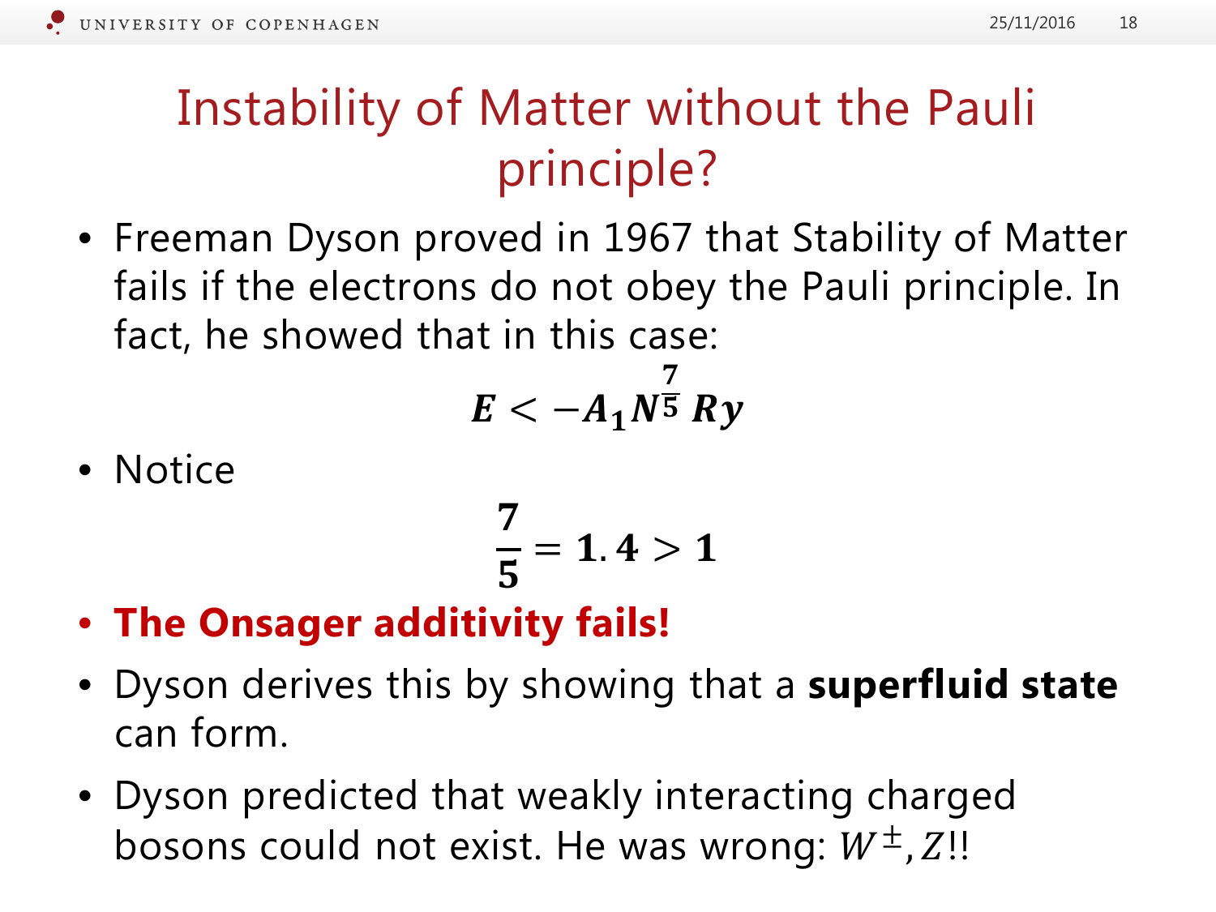# Instability of Matter without the Pauli principle?

- Freeman Dyson proved in 1967 that Stability of Matter fails if the electrons do not obey the Pauli principle. In fact, he showed that in this case:

$$E < -A_1 N^{\frac{7}{5}}\, Ry$$

- Notice

$$\frac{7}{5} = 1.4 > 1$$

- **The Onsager additivity fails!**
- Dyson derives this by showing that a **superfluid state** can form.
- Dyson predicted that weakly interacting charged bosons could not exist. He was wrong: $W^{\pm}, Z$!!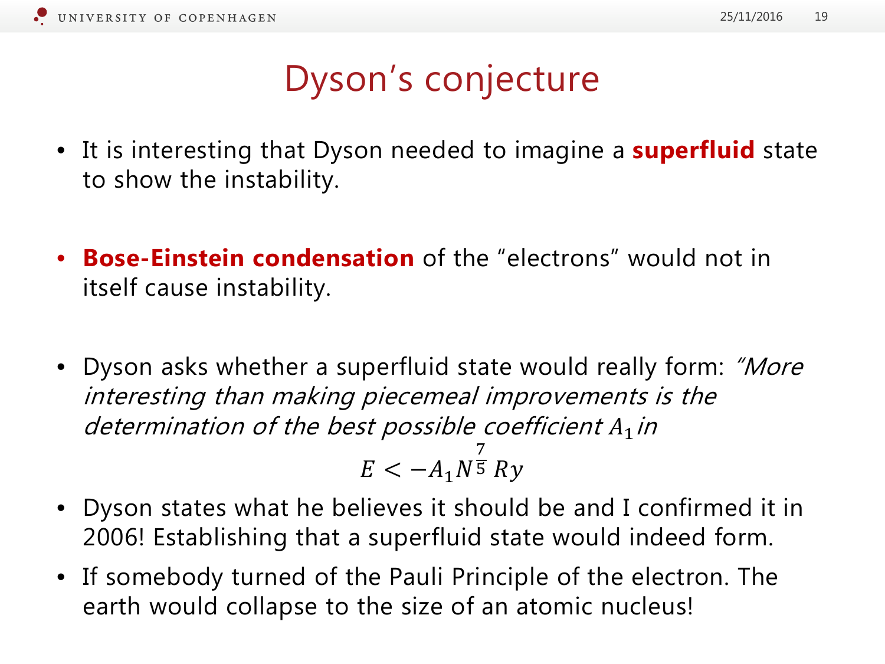# Dyson's conjecture

- It is interesting that Dyson needed to imagine a **superfluid** state to show the instability.

- **Bose-Einstein condensation** of the "electrons" would not in itself cause instability.

- Dyson asks whether a superfluid state would really form: *"More interesting than making piecemeal improvements is the determination of the best possible coefficient $A_1$ in*

$$E < -A_1 N^{\frac{7}{5}} Ry$$

- Dyson states what he believes it should be and I confirmed it in 2006! Establishing that a superfluid state would indeed form.
- If somebody turned of the Pauli Principle of the electron. The earth would collapse to the size of an atomic nucleus!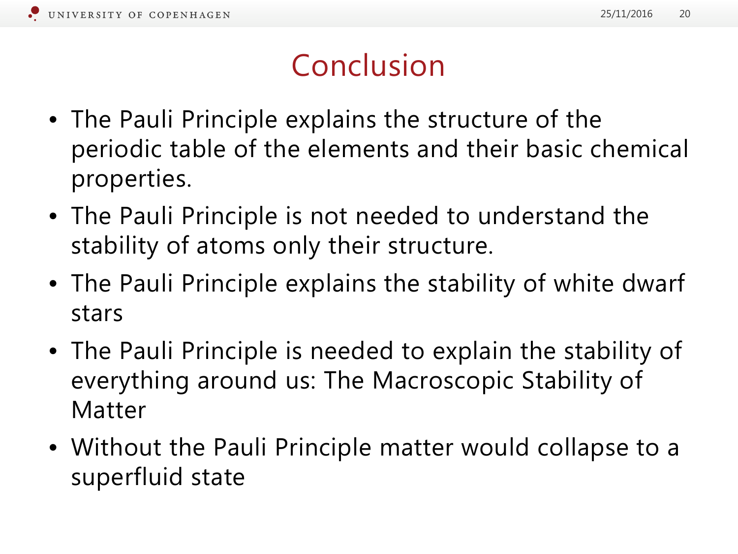# Conclusion

- The Pauli Principle explains the structure of the periodic table of the elements and their basic chemical properties.
- The Pauli Principle is not needed to understand the stability of atoms only their structure.
- The Pauli Principle explains the stability of white dwarf stars
- The Pauli Principle is needed to explain the stability of everything around us: The Macroscopic Stability of Matter
- Without the Pauli Principle matter would collapse to a superfluid state